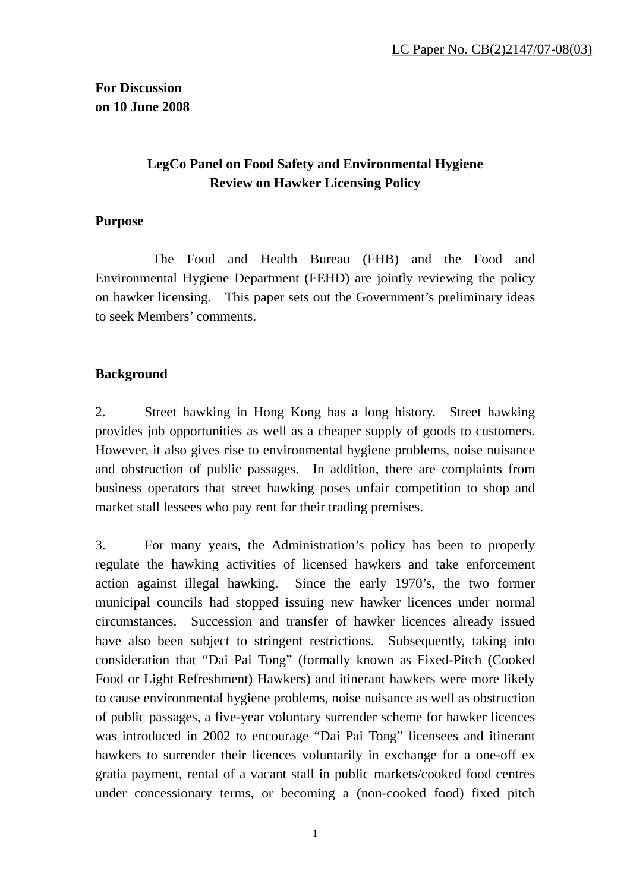LC Paper No. CB(2)2147/07-08(03)

**For Discussion**
**on 10 June 2008**

## LegCo Panel on Food Safety and Environmental Hygiene
## Review on Hawker Licensing Policy

### Purpose

The Food and Health Bureau (FHB) and the Food and Environmental Hygiene Department (FEHD) are jointly reviewing the policy on hawker licensing. This paper sets out the Government's preliminary ideas to seek Members' comments.

### Background

2. Street hawking in Hong Kong has a long history. Street hawking provides job opportunities as well as a cheaper supply of goods to customers. However, it also gives rise to environmental hygiene problems, noise nuisance and obstruction of public passages. In addition, there are complaints from business operators that street hawking poses unfair competition to shop and market stall lessees who pay rent for their trading premises.

3. For many years, the Administration's policy has been to properly regulate the hawking activities of licensed hawkers and take enforcement action against illegal hawking. Since the early 1970's, the two former municipal councils had stopped issuing new hawker licences under normal circumstances. Succession and transfer of hawker licences already issued have also been subject to stringent restrictions. Subsequently, taking into consideration that "Dai Pai Tong" (formally known as Fixed-Pitch (Cooked Food or Light Refreshment) Hawkers) and itinerant hawkers were more likely to cause environmental hygiene problems, noise nuisance as well as obstruction of public passages, a five-year voluntary surrender scheme for hawker licences was introduced in 2002 to encourage "Dai Pai Tong" licensees and itinerant hawkers to surrender their licences voluntarily in exchange for a one-off ex gratia payment, rental of a vacant stall in public markets/cooked food centres under concessionary terms, or becoming a (non-cooked food) fixed pitch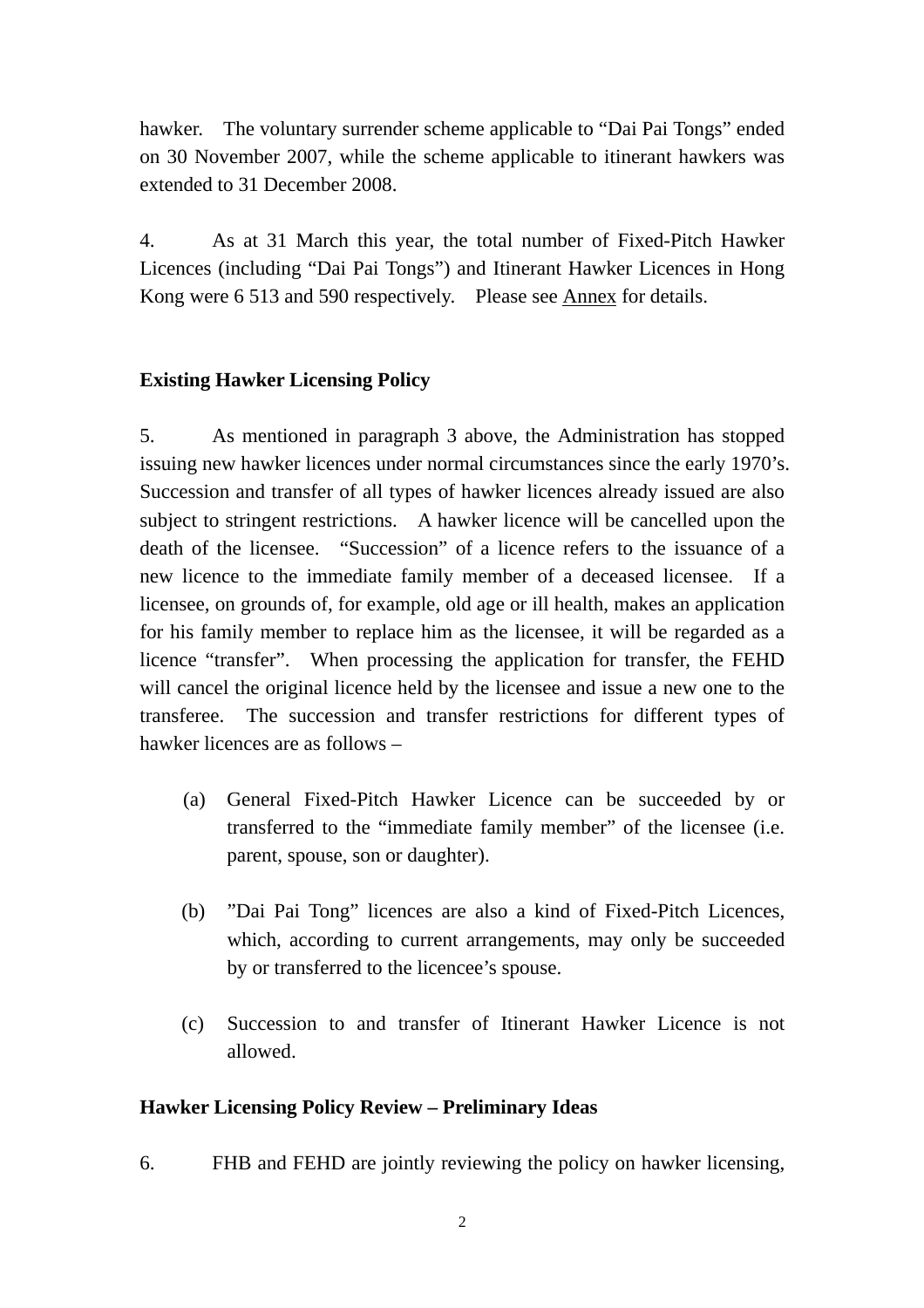hawker. The voluntary surrender scheme applicable to "Dai Pai Tongs" ended on 30 November 2007, while the scheme applicable to itinerant hawkers was extended to 31 December 2008.

4. As at 31 March this year, the total number of Fixed-Pitch Hawker Licences (including "Dai Pai Tongs") and Itinerant Hawker Licences in Hong Kong were 6 513 and 590 respectively. Please see <u>Annex</u> for details.

## Existing Hawker Licensing Policy

5. As mentioned in paragraph 3 above, the Administration has stopped issuing new hawker licences under normal circumstances since the early 1970's. Succession and transfer of all types of hawker licences already issued are also subject to stringent restrictions. A hawker licence will be cancelled upon the death of the licensee. "Succession" of a licence refers to the issuance of a new licence to the immediate family member of a deceased licensee. If a licensee, on grounds of, for example, old age or ill health, makes an application for his family member to replace him as the licensee, it will be regarded as a licence "transfer". When processing the application for transfer, the FEHD will cancel the original licence held by the licensee and issue a new one to the transferee. The succession and transfer restrictions for different types of hawker licences are as follows –

(a) General Fixed-Pitch Hawker Licence can be succeeded by or transferred to the "immediate family member" of the licensee (i.e. parent, spouse, son or daughter).

(b) "Dai Pai Tong" licences are also a kind of Fixed-Pitch Licences, which, according to current arrangements, may only be succeeded by or transferred to the licencee's spouse.

(c) Succession to and transfer of Itinerant Hawker Licence is not allowed.

## Hawker Licensing Policy Review – Preliminary Ideas

6. FHB and FEHD are jointly reviewing the policy on hawker licensing,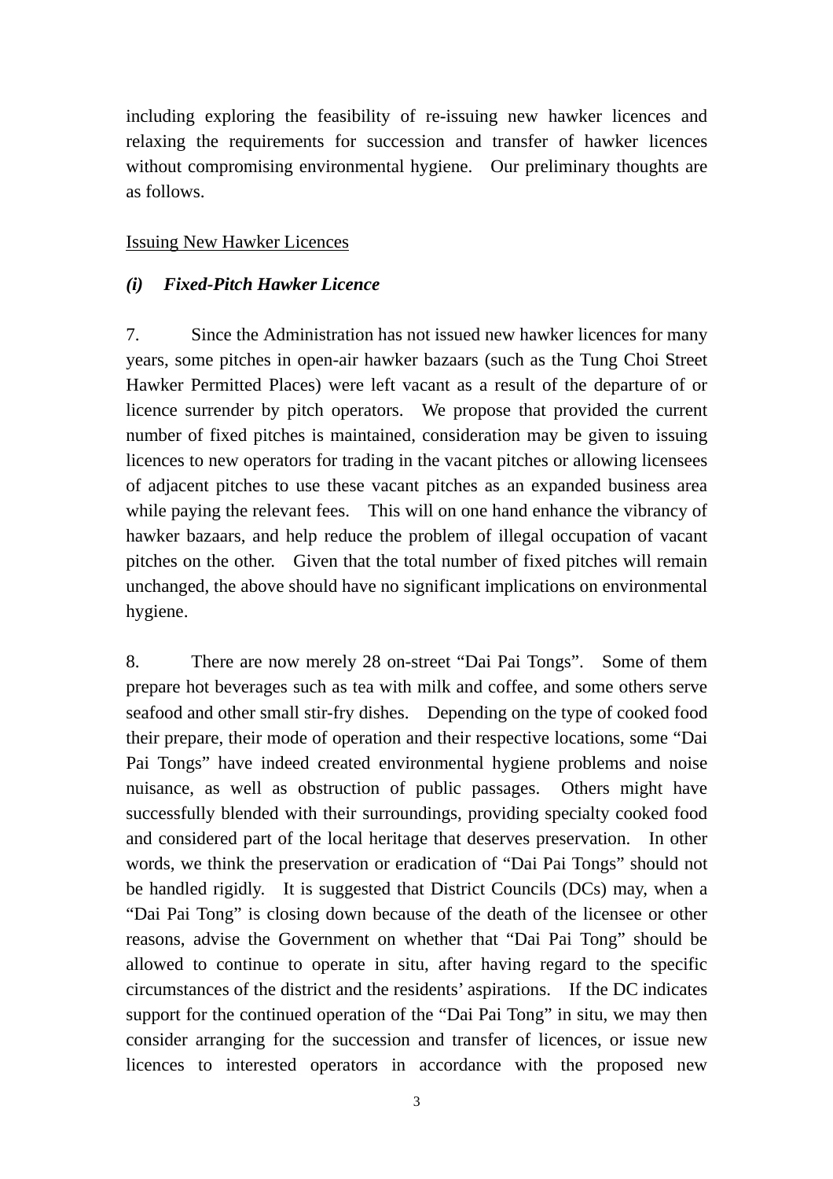including exploring the feasibility of re-issuing new hawker licences and relaxing the requirements for succession and transfer of hawker licences without compromising environmental hygiene. Our preliminary thoughts are as follows.

Issuing New Hawker Licences

### *(i) Fixed-Pitch Hawker Licence*

7. Since the Administration has not issued new hawker licences for many years, some pitches in open-air hawker bazaars (such as the Tung Choi Street Hawker Permitted Places) were left vacant as a result of the departure of or licence surrender by pitch operators. We propose that provided the current number of fixed pitches is maintained, consideration may be given to issuing licences to new operators for trading in the vacant pitches or allowing licensees of adjacent pitches to use these vacant pitches as an expanded business area while paying the relevant fees. This will on one hand enhance the vibrancy of hawker bazaars, and help reduce the problem of illegal occupation of vacant pitches on the other. Given that the total number of fixed pitches will remain unchanged, the above should have no significant implications on environmental hygiene.

8. There are now merely 28 on-street "Dai Pai Tongs". Some of them prepare hot beverages such as tea with milk and coffee, and some others serve seafood and other small stir-fry dishes. Depending on the type of cooked food their prepare, their mode of operation and their respective locations, some "Dai Pai Tongs" have indeed created environmental hygiene problems and noise nuisance, as well as obstruction of public passages. Others might have successfully blended with their surroundings, providing specialty cooked food and considered part of the local heritage that deserves preservation. In other words, we think the preservation or eradication of "Dai Pai Tongs" should not be handled rigidly. It is suggested that District Councils (DCs) may, when a "Dai Pai Tong" is closing down because of the death of the licensee or other reasons, advise the Government on whether that "Dai Pai Tong" should be allowed to continue to operate in situ, after having regard to the specific circumstances of the district and the residents' aspirations. If the DC indicates support for the continued operation of the "Dai Pai Tong" in situ, we may then consider arranging for the succession and transfer of licences, or issue new licences to interested operators in accordance with the proposed new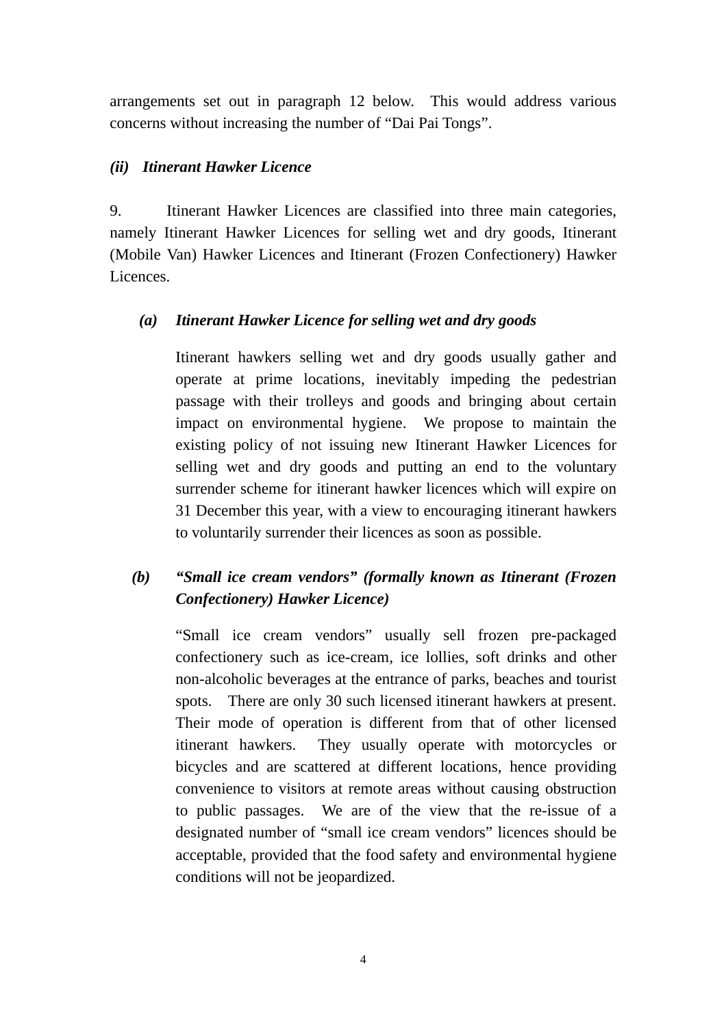arrangements set out in paragraph 12 below. This would address various concerns without increasing the number of "Dai Pai Tongs".

***(ii) Itinerant Hawker Licence***

9. Itinerant Hawker Licences are classified into three main categories, namely Itinerant Hawker Licences for selling wet and dry goods, Itinerant (Mobile Van) Hawker Licences and Itinerant (Frozen Confectionery) Hawker Licences.

***(a) Itinerant Hawker Licence for selling wet and dry goods***

Itinerant hawkers selling wet and dry goods usually gather and operate at prime locations, inevitably impeding the pedestrian passage with their trolleys and goods and bringing about certain impact on environmental hygiene. We propose to maintain the existing policy of not issuing new Itinerant Hawker Licences for selling wet and dry goods and putting an end to the voluntary surrender scheme for itinerant hawker licences which will expire on 31 December this year, with a view to encouraging itinerant hawkers to voluntarily surrender their licences as soon as possible.

***(b) "Small ice cream vendors" (formally known as Itinerant (Frozen Confectionery) Hawker Licence)***

"Small ice cream vendors" usually sell frozen pre-packaged confectionery such as ice-cream, ice lollies, soft drinks and other non-alcoholic beverages at the entrance of parks, beaches and tourist spots. There are only 30 such licensed itinerant hawkers at present. Their mode of operation is different from that of other licensed itinerant hawkers. They usually operate with motorcycles or bicycles and are scattered at different locations, hence providing convenience to visitors at remote areas without causing obstruction to public passages. We are of the view that the re-issue of a designated number of "small ice cream vendors" licences should be acceptable, provided that the food safety and environmental hygiene conditions will not be jeopardized.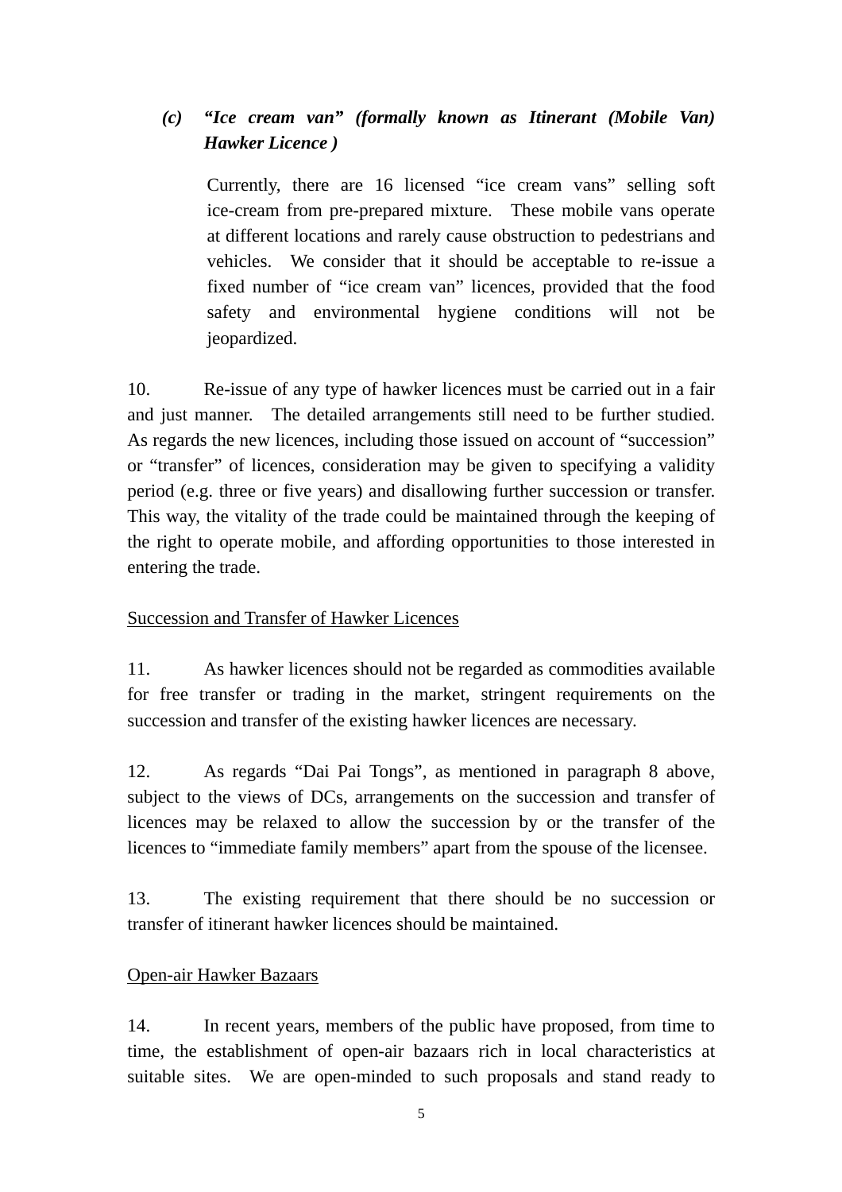*(c) "Ice cream van" (formally known as Itinerant (Mobile Van) Hawker Licence )*

Currently, there are 16 licensed "ice cream vans" selling soft ice-cream from pre-prepared mixture. These mobile vans operate at different locations and rarely cause obstruction to pedestrians and vehicles. We consider that it should be acceptable to re-issue a fixed number of "ice cream van" licences, provided that the food safety and environmental hygiene conditions will not be jeopardized.

10. Re-issue of any type of hawker licences must be carried out in a fair and just manner. The detailed arrangements still need to be further studied. As regards the new licences, including those issued on account of "succession" or "transfer" of licences, consideration may be given to specifying a validity period (e.g. three or five years) and disallowing further succession or transfer. This way, the vitality of the trade could be maintained through the keeping of the right to operate mobile, and affording opportunities to those interested in entering the trade.

<u>Succession and Transfer of Hawker Licences</u>

11. As hawker licences should not be regarded as commodities available for free transfer or trading in the market, stringent requirements on the succession and transfer of the existing hawker licences are necessary.

12. As regards "Dai Pai Tongs", as mentioned in paragraph 8 above, subject to the views of DCs, arrangements on the succession and transfer of licences may be relaxed to allow the succession by or the transfer of the licences to "immediate family members" apart from the spouse of the licensee.

13. The existing requirement that there should be no succession or transfer of itinerant hawker licences should be maintained.

<u>Open-air Hawker Bazaars</u>

14. In recent years, members of the public have proposed, from time to time, the establishment of open-air bazaars rich in local characteristics at suitable sites. We are open-minded to such proposals and stand ready to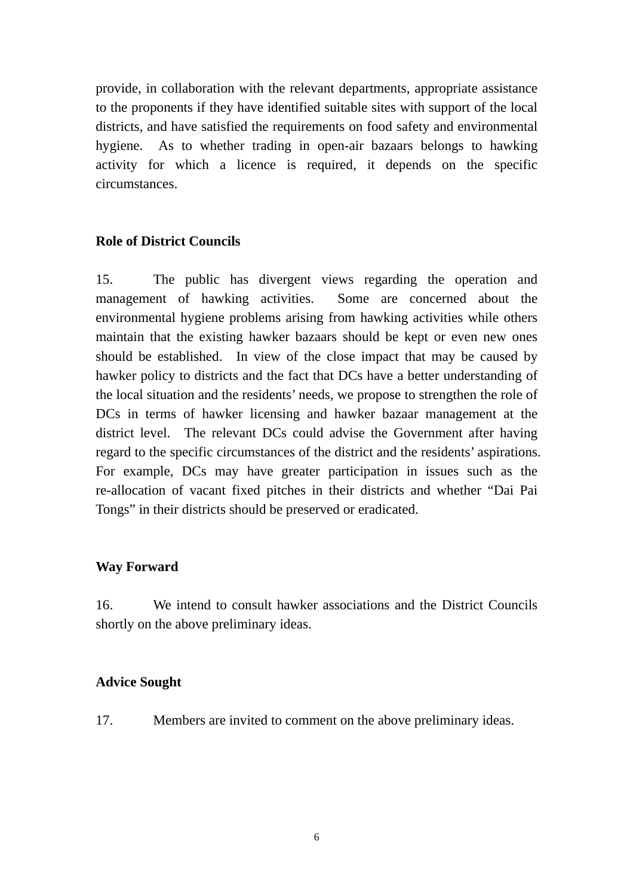provide, in collaboration with the relevant departments, appropriate assistance to the proponents if they have identified suitable sites with support of the local districts, and have satisfied the requirements on food safety and environmental hygiene. As to whether trading in open-air bazaars belongs to hawking activity for which a licence is required, it depends on the specific circumstances.

**Role of District Councils**

15. The public has divergent views regarding the operation and management of hawking activities. Some are concerned about the environmental hygiene problems arising from hawking activities while others maintain that the existing hawker bazaars should be kept or even new ones should be established. In view of the close impact that may be caused by hawker policy to districts and the fact that DCs have a better understanding of the local situation and the residents' needs, we propose to strengthen the role of DCs in terms of hawker licensing and hawker bazaar management at the district level. The relevant DCs could advise the Government after having regard to the specific circumstances of the district and the residents' aspirations. For example, DCs may have greater participation in issues such as the re-allocation of vacant fixed pitches in their districts and whether "Dai Pai Tongs" in their districts should be preserved or eradicated.

**Way Forward**

16. We intend to consult hawker associations and the District Councils shortly on the above preliminary ideas.

**Advice Sought**

17. Members are invited to comment on the above preliminary ideas.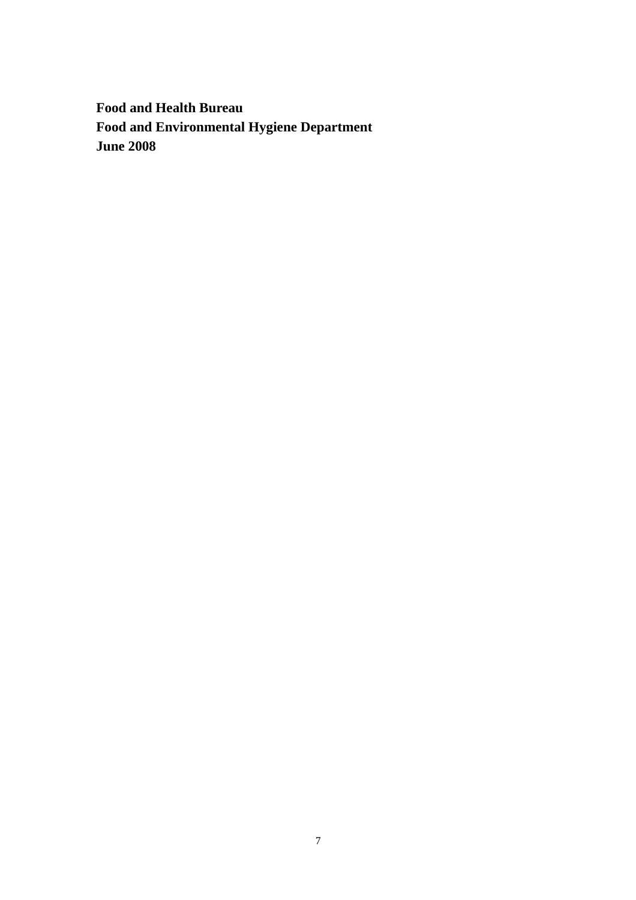**Food and Health Bureau**
**Food and Environmental Hygiene Department**
**June 2008**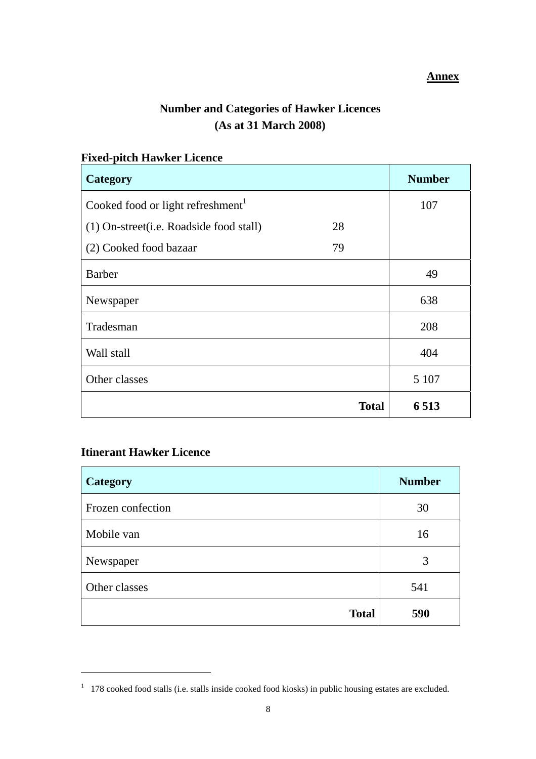**Annex**

# Number and Categories of Hawker Licences (As at 31 March 2008)

**Fixed-pitch Hawker Licence**

| Category | | Number |
|---|---|---|
| Cooked food or light refreshment[1] | | 107 |
| (1) On-street(i.e. Roadside food stall) | 28 | |
| (2) Cooked food bazaar | 79 | |
| Barber | | 49 |
| Newspaper | | 638 |
| Tradesman | | 208 |
| Wall stall | | 404 |
| Other classes | | 5 107 |
| | **Total** | **6 513** |

**Itinerant Hawker Licence**

| Category | Number |
|---|---|
| Frozen confection | 30 |
| Mobile van | 16 |
| Newspaper | 3 |
| Other classes | 541 |
| **Total** | **590** |

[1] 178 cooked food stalls (i.e. stalls inside cooked food kiosks) in public housing estates are excluded.